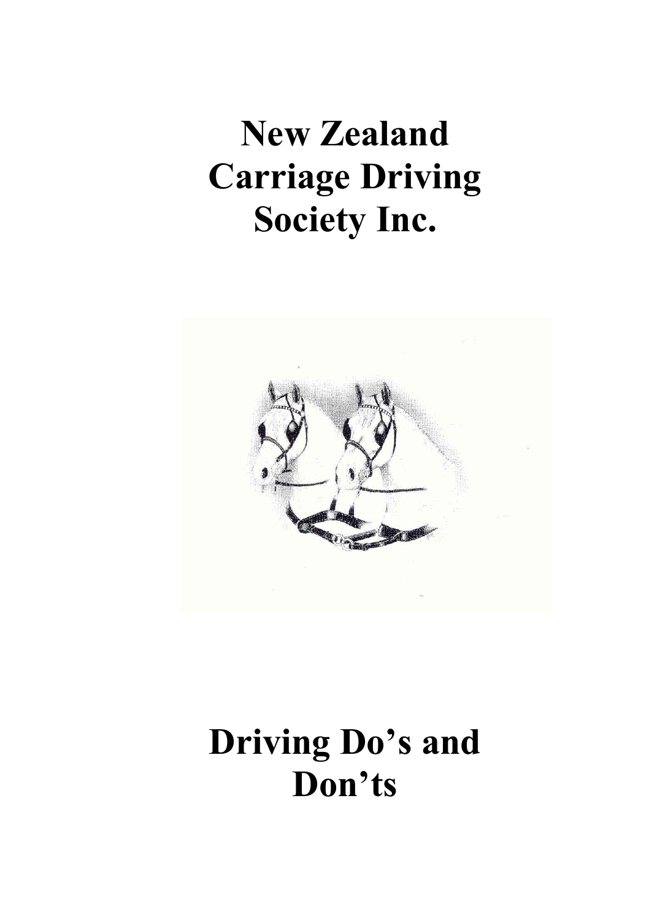# New Zealand Carriage Driving Society Inc.

# Driving Do's and Don'ts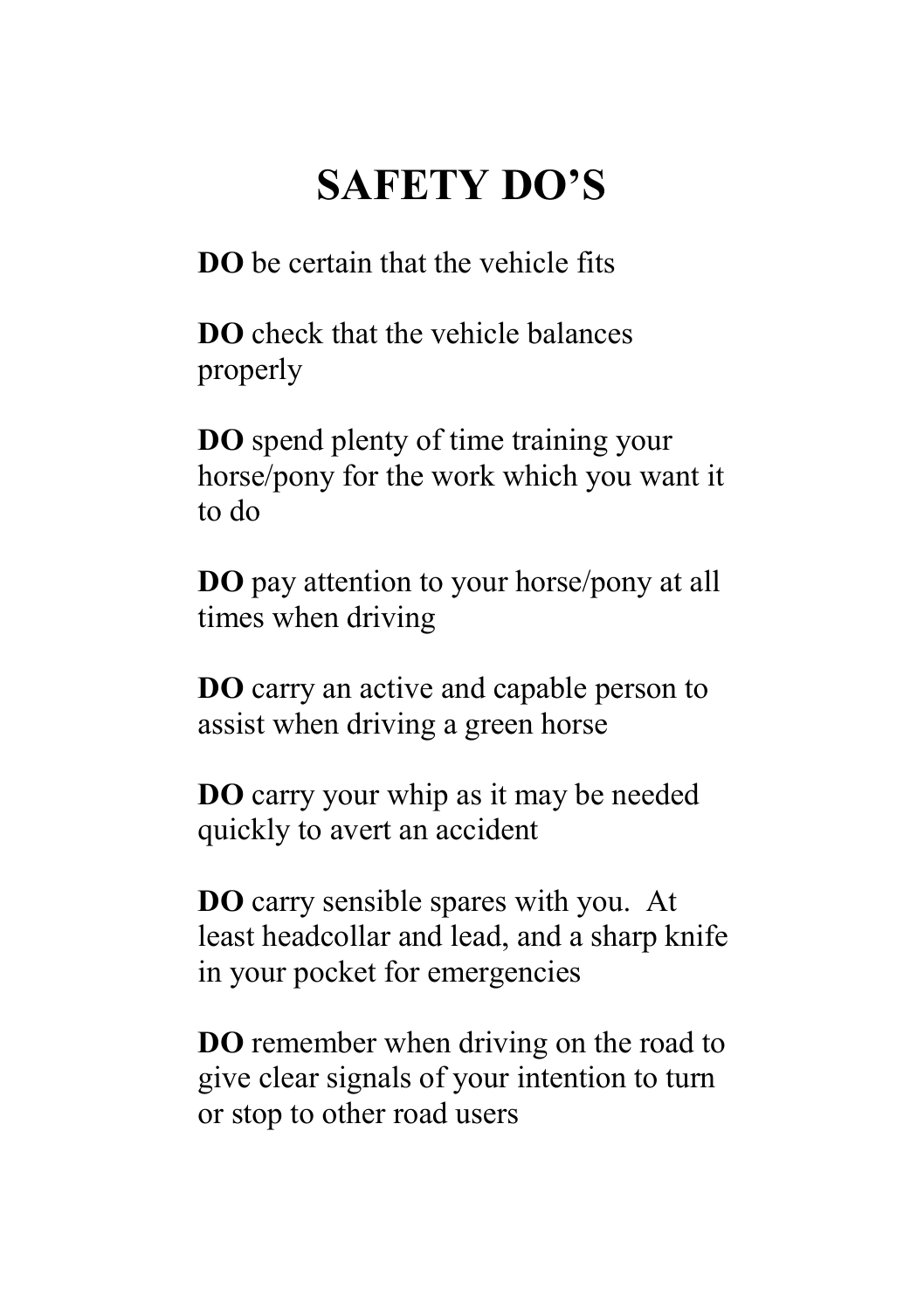# SAFETY DO'S

**DO** be certain that the vehicle fits

**DO** check that the vehicle balances properly

**DO** spend plenty of time training your horse/pony for the work which you want it to do

**DO** pay attention to your horse/pony at all times when driving

**DO** carry an active and capable person to assist when driving a green horse

**DO** carry your whip as it may be needed quickly to avert an accident

**DO** carry sensible spares with you. At least headcollar and lead, and a sharp knife in your pocket for emergencies

**DO** remember when driving on the road to give clear signals of your intention to turn or stop to other road users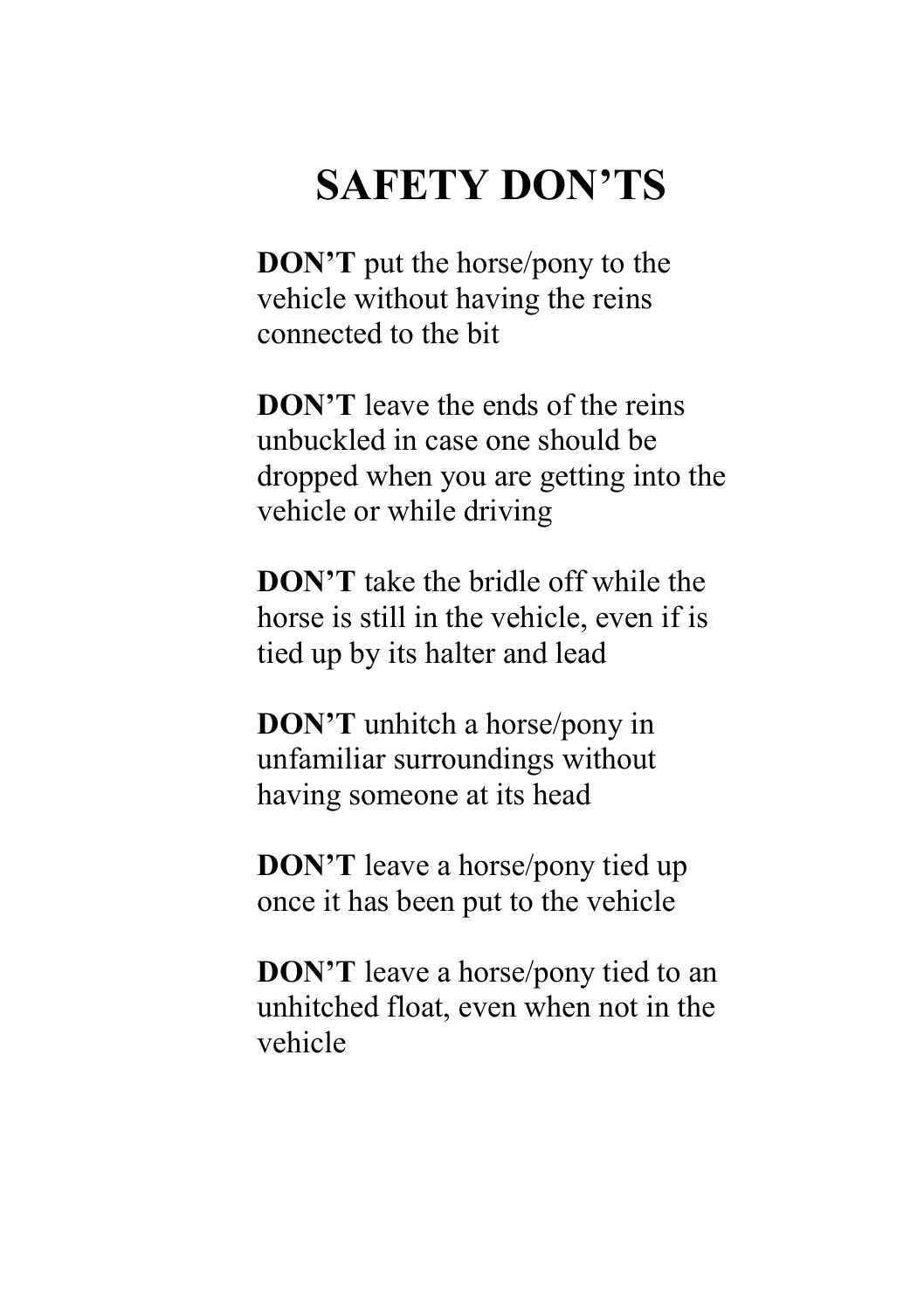# SAFETY DON'TS

**DON'T** put the horse/pony to the vehicle without having the reins connected to the bit

**DON'T** leave the ends of the reins unbuckled in case one should be dropped when you are getting into the vehicle or while driving

**DON'T** take the bridle off while the horse is still in the vehicle, even if is tied up by its halter and lead

**DON'T** unhitch a horse/pony in unfamiliar surroundings without having someone at its head

**DON'T** leave a horse/pony tied up once it has been put to the vehicle

**DON'T** leave a horse/pony tied to an unhitched float, even when not in the vehicle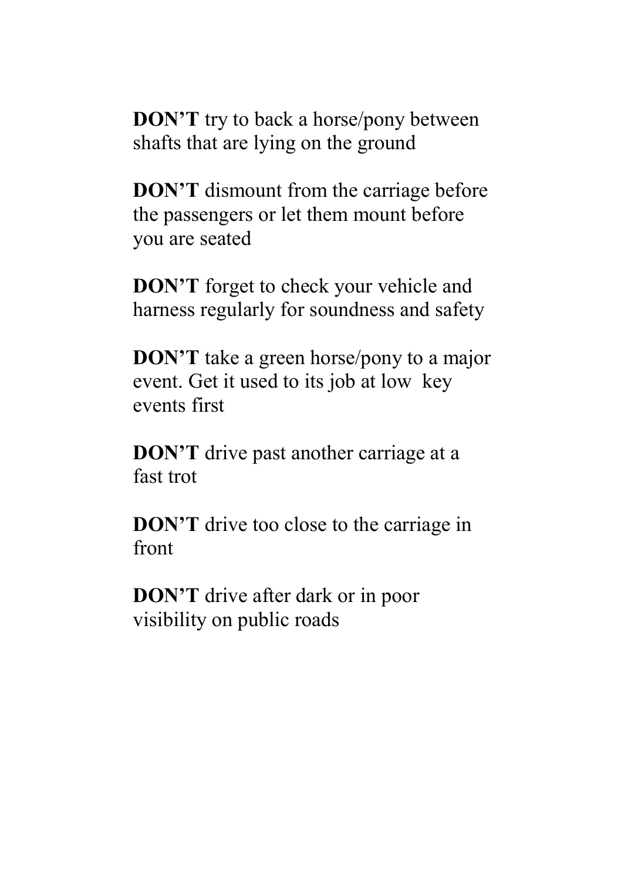**DON'T** try to back a horse/pony between shafts that are lying on the ground

**DON'T** dismount from the carriage before the passengers or let them mount before you are seated

**DON'T** forget to check your vehicle and harness regularly for soundness and safety

**DON'T** take a green horse/pony to a major event. Get it used to its job at low key events first

**DON'T** drive past another carriage at a fast trot

**DON'T** drive too close to the carriage in front

**DON'T** drive after dark or in poor visibility on public roads